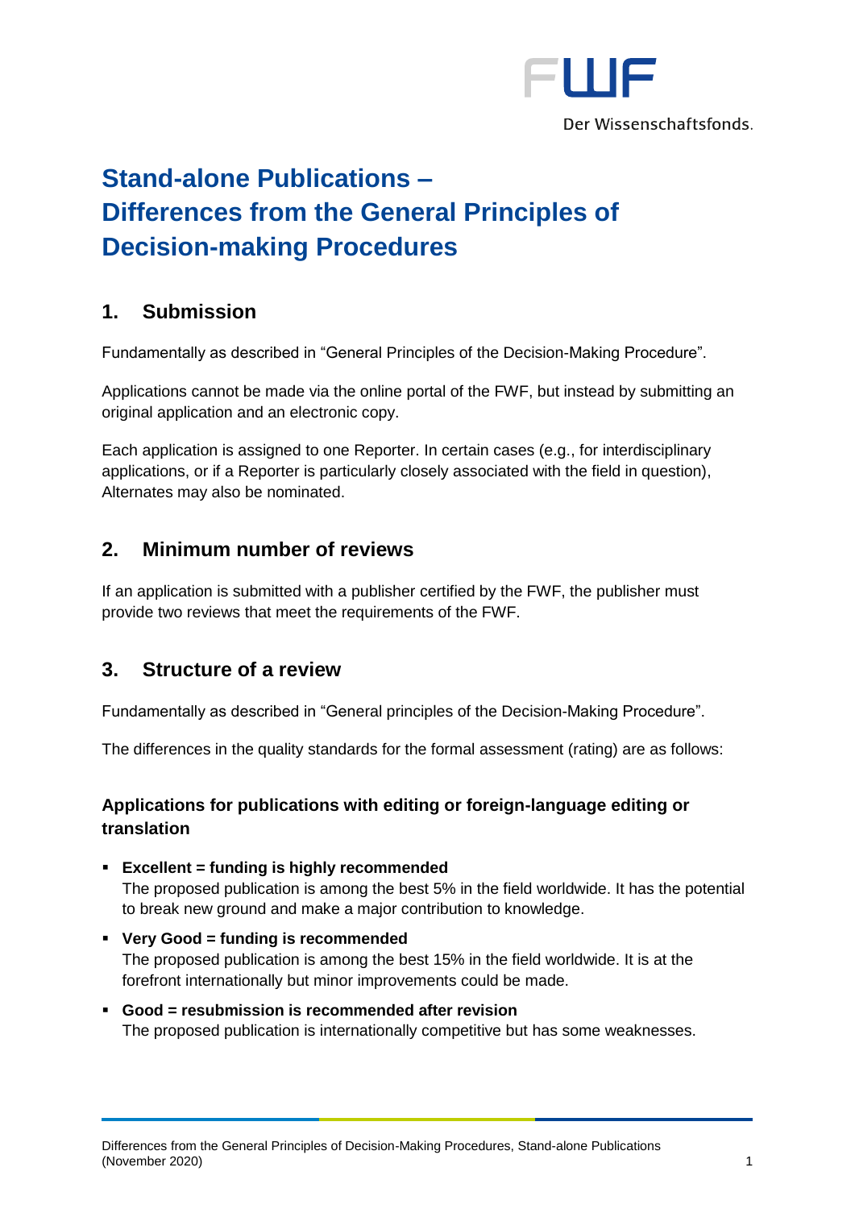# Stand-alone Publications – Differences from the General Principles of Decision-making Procedures

## 1. Submission

Fundamentally as described in "General Principles of the Decision-Making Procedure".

Applications cannot be made via the online portal of the FWF, but instead by submitting an original application and an electronic copy.

Each application is assigned to one Reporter. In certain cases (e.g., for interdisciplinary applications, or if a Reporter is particularly closely associated with the field in question), Alternates may also be nominated.

## 2. Minimum number of reviews

If an application is submitted with a publisher certified by the FWF, the publisher must provide two reviews that meet the requirements of the FWF.

## 3. Structure of a review

Fundamentally as described in "General principles of the Decision-Making Procedure".

The differences in the quality standards for the formal assessment (rating) are as follows:

### Applications for publications with editing or foreign-language editing or translation

- **Excellent = funding is highly recommended**
  The proposed publication is among the best 5% in the field worldwide. It has the potential to break new ground and make a major contribution to knowledge.
- **Very Good = funding is recommended**
  The proposed publication is among the best 15% in the field worldwide. It is at the forefront internationally but minor improvements could be made.
- **Good = resubmission is recommended after revision**
  The proposed publication is internationally competitive but has some weaknesses.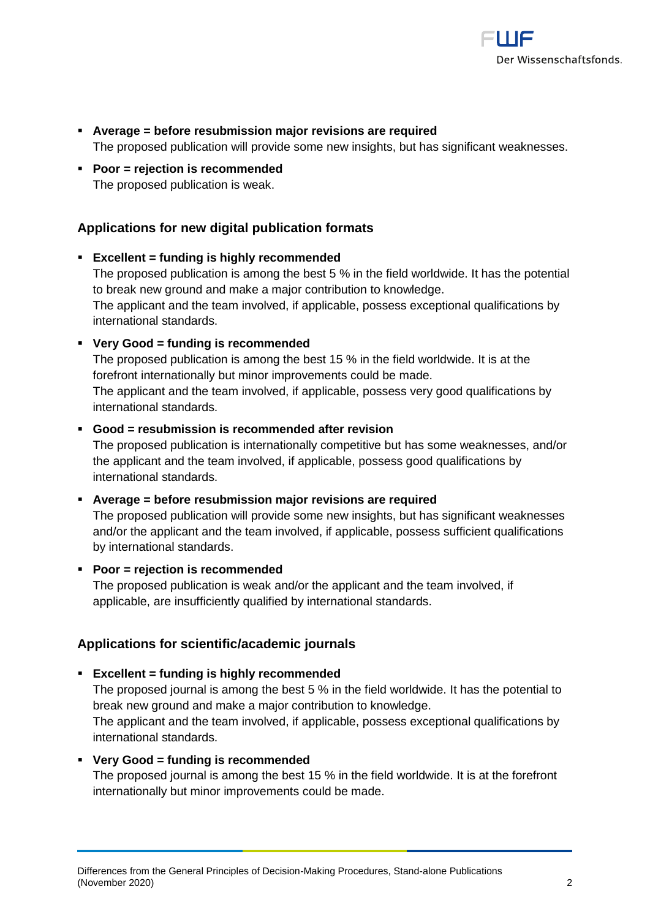- **Average = before resubmission major revisions are required**
  The proposed publication will provide some new insights, but has significant weaknesses.
- **Poor = rejection is recommended**
  The proposed publication is weak.

### Applications for new digital publication formats

- **Excellent = funding is highly recommended**
  The proposed publication is among the best 5 % in the field worldwide. It has the potential to break new ground and make a major contribution to knowledge.
  The applicant and the team involved, if applicable, possess exceptional qualifications by international standards.
- **Very Good = funding is recommended**
  The proposed publication is among the best 15 % in the field worldwide. It is at the forefront internationally but minor improvements could be made.
  The applicant and the team involved, if applicable, possess very good qualifications by international standards.
- **Good = resubmission is recommended after revision**
  The proposed publication is internationally competitive but has some weaknesses, and/or the applicant and the team involved, if applicable, possess good qualifications by international standards.
- **Average = before resubmission major revisions are required**
  The proposed publication will provide some new insights, but has significant weaknesses and/or the applicant and the team involved, if applicable, possess sufficient qualifications by international standards.
- **Poor = rejection is recommended**
  The proposed publication is weak and/or the applicant and the team involved, if applicable, are insufficiently qualified by international standards.

### Applications for scientific/academic journals

- **Excellent = funding is highly recommended**
  The proposed journal is among the best 5 % in the field worldwide. It has the potential to break new ground and make a major contribution to knowledge.
  The applicant and the team involved, if applicable, possess exceptional qualifications by international standards.
- **Very Good = funding is recommended**
  The proposed journal is among the best 15 % in the field worldwide. It is at the forefront internationally but minor improvements could be made.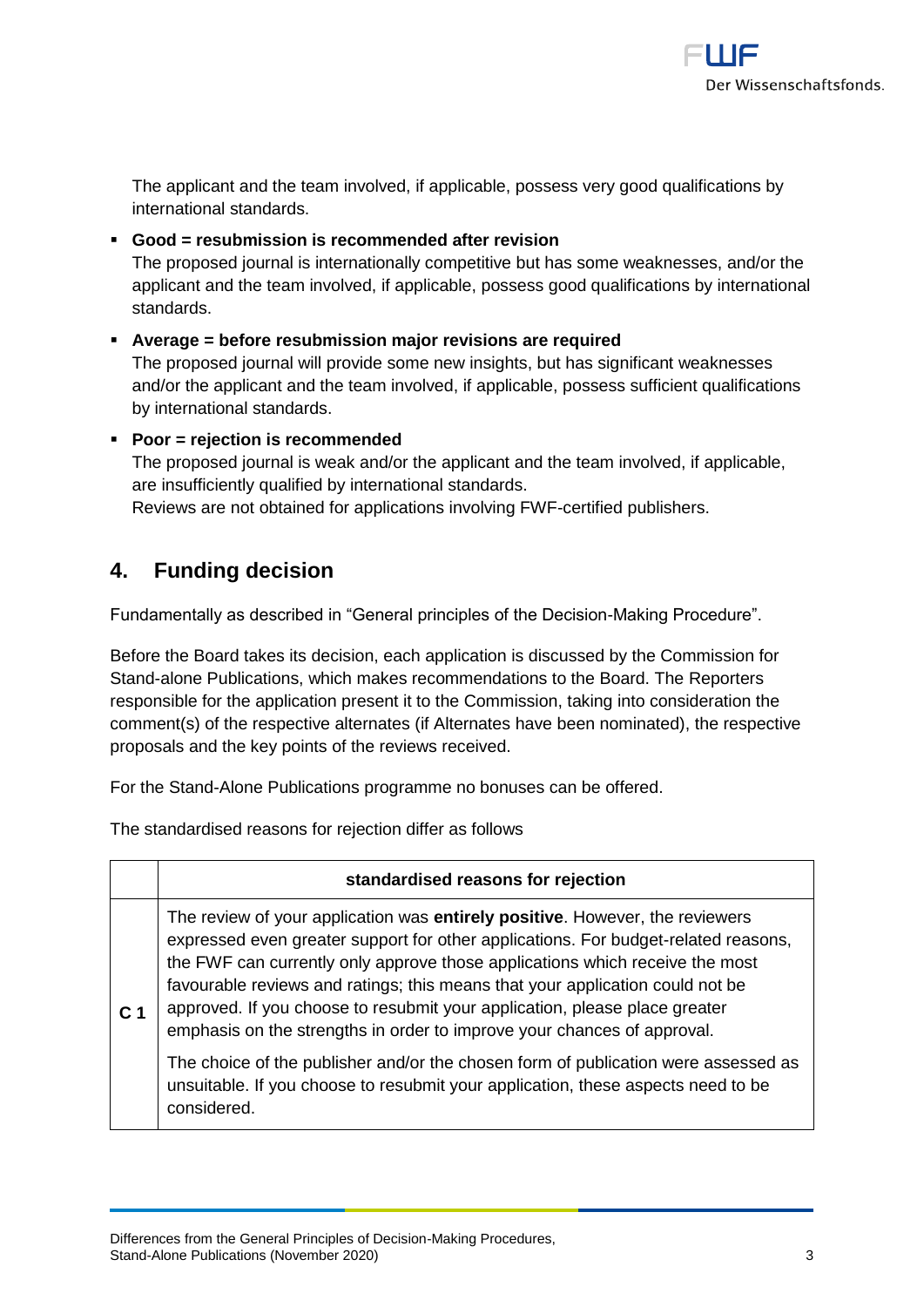The applicant and the team involved, if applicable, possess very good qualifications by international standards.

- **Good = resubmission is recommended after revision**
  The proposed journal is internationally competitive but has some weaknesses, and/or the applicant and the team involved, if applicable, possess good qualifications by international standards.
- **Average = before resubmission major revisions are required**
  The proposed journal will provide some new insights, but has significant weaknesses and/or the applicant and the team involved, if applicable, possess sufficient qualifications by international standards.
- **Poor = rejection is recommended**
  The proposed journal is weak and/or the applicant and the team involved, if applicable, are insufficiently qualified by international standards.
  Reviews are not obtained for applications involving FWF-certified publishers.

## 4. Funding decision

Fundamentally as described in "General principles of the Decision-Making Procedure".

Before the Board takes its decision, each application is discussed by the Commission for Stand-alone Publications, which makes recommendations to the Board. The Reporters responsible for the application present it to the Commission, taking into consideration the comment(s) of the respective alternates (if Alternates have been nominated), the respective proposals and the key points of the reviews received.

For the Stand-Alone Publications programme no bonuses can be offered.

The standardised reasons for rejection differ as follows

| | standardised reasons for rejection |
|---|---|
| **C 1** | The review of your application was **entirely positive**. However, the reviewers expressed even greater support for other applications. For budget-related reasons, the FWF can currently only approve those applications which receive the most favourable reviews and ratings; this means that your application could not be approved. If you choose to resubmit your application, please place greater emphasis on the strengths in order to improve your chances of approval.<br><br>The choice of the publisher and/or the chosen form of publication were assessed as unsuitable. If you choose to resubmit your application, these aspects need to be considered. |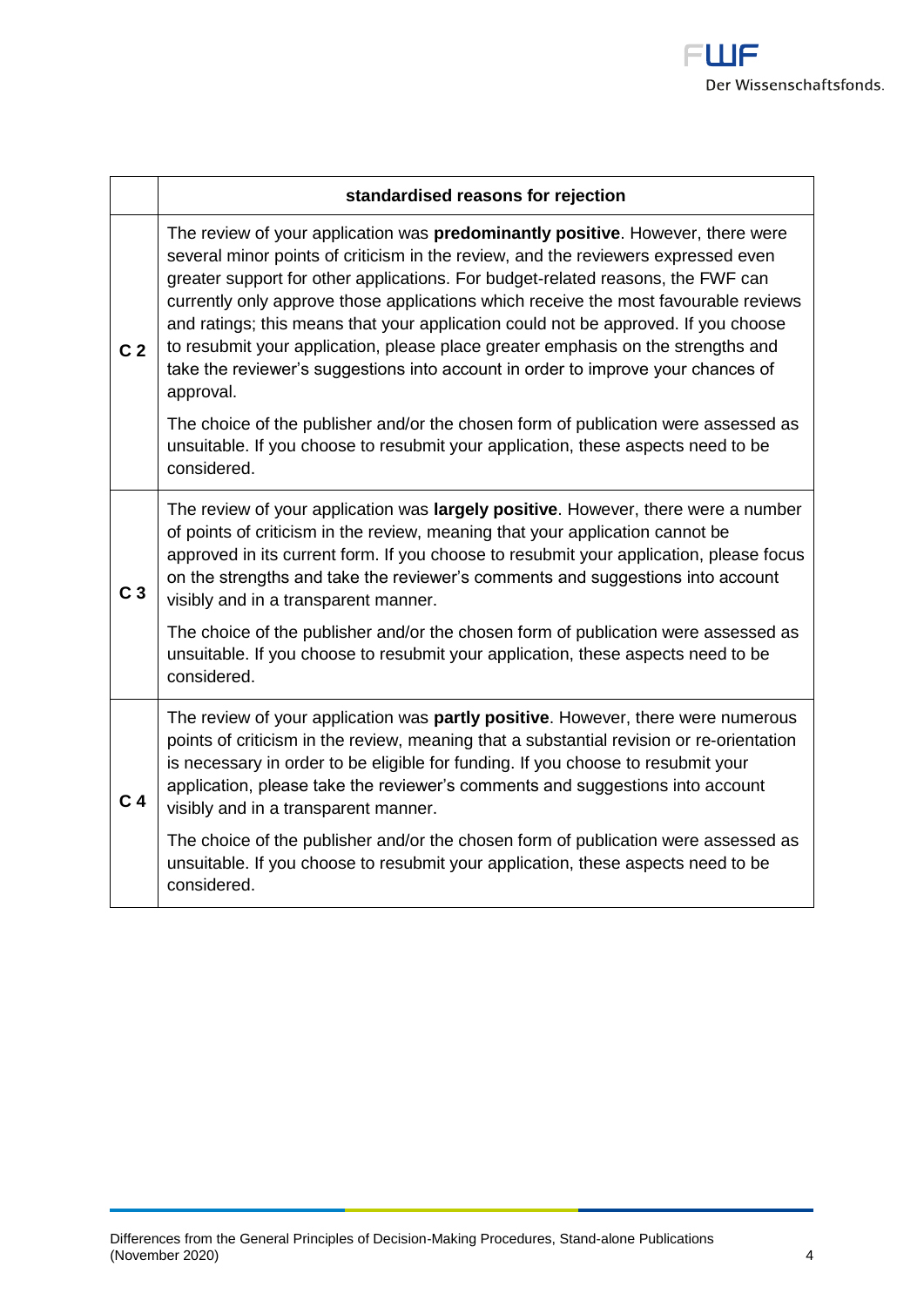| | standardised reasons for rejection |
|---|---|
| **C 2** | The review of your application was **predominantly positive**. However, there were several minor points of criticism in the review, and the reviewers expressed even greater support for other applications. For budget-related reasons, the FWF can currently only approve those applications which receive the most favourable reviews and ratings; this means that your application could not be approved. If you choose to resubmit your application, please place greater emphasis on the strengths and take the reviewer's suggestions into account in order to improve your chances of approval.<br><br>The choice of the publisher and/or the chosen form of publication were assessed as unsuitable. If you choose to resubmit your application, these aspects need to be considered. |
| **C 3** | The review of your application was **largely positive**. However, there were a number of points of criticism in the review, meaning that your application cannot be approved in its current form. If you choose to resubmit your application, please focus on the strengths and take the reviewer's comments and suggestions into account visibly and in a transparent manner.<br><br>The choice of the publisher and/or the chosen form of publication were assessed as unsuitable. If you choose to resubmit your application, these aspects need to be considered. |
| **C 4** | The review of your application was **partly positive**. However, there were numerous points of criticism in the review, meaning that a substantial revision or re-orientation is necessary in order to be eligible for funding. If you choose to resubmit your application, please take the reviewer's comments and suggestions into account visibly and in a transparent manner.<br><br>The choice of the publisher and/or the chosen form of publication were assessed as unsuitable. If you choose to resubmit your application, these aspects need to be considered. |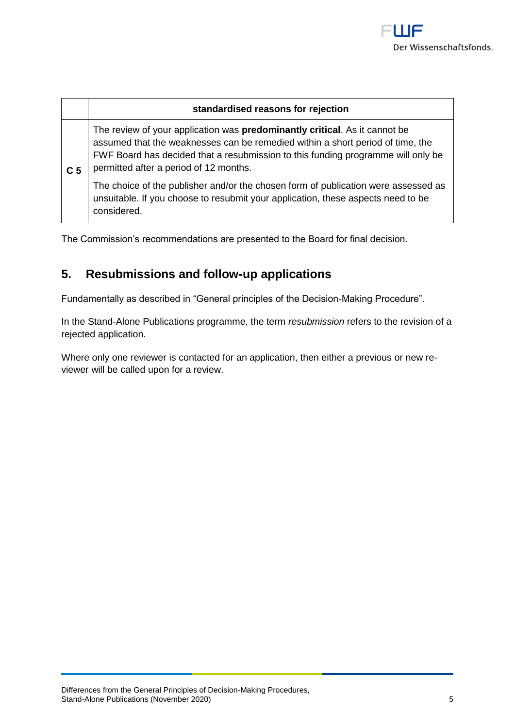| | standardised reasons for rejection |
|---|---|
| **C 5** | The review of your application was **predominantly critical**. As it cannot be assumed that the weaknesses can be remedied within a short period of time, the FWF Board has decided that a resubmission to this funding programme will only be permitted after a period of 12 months.<br><br>The choice of the publisher and/or the chosen form of publication were assessed as unsuitable. If you choose to resubmit your application, these aspects need to be considered. |

The Commission's recommendations are presented to the Board for final decision.

## 5. Resubmissions and follow-up applications

Fundamentally as described in "General principles of the Decision-Making Procedure".

In the Stand-Alone Publications programme, the term *resubmission* refers to the revision of a rejected application.

Where only one reviewer is contacted for an application, then either a previous or new reviewer will be called upon for a review.